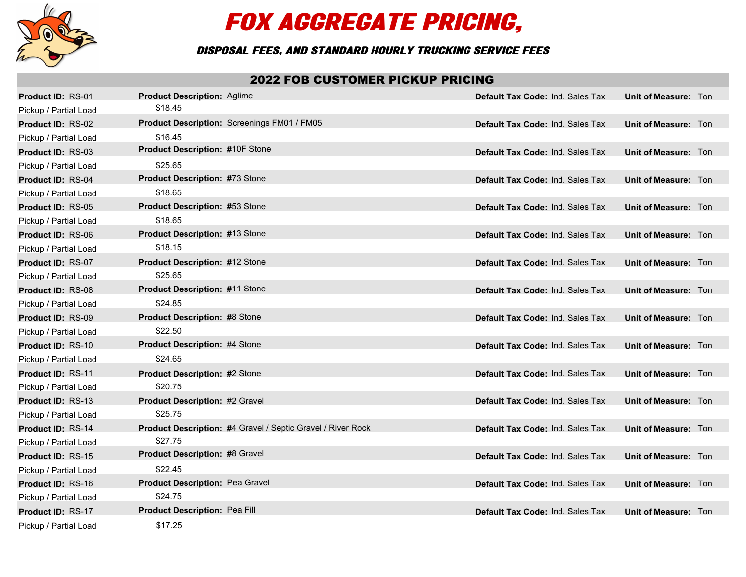# FOX AGGREGATE PRICING,

### DISPOSAL FEES, AND STANDARD HOURLY TRUCKING SERVICE FEES

## 2022 FOB CUSTOMER PICKUP PRICING

| Product ID | Product Description | Default Tax Code | Unit of Measure | Pickup / Partial Load |
|---|---|---|---|---|
| RS-01 | Aglime | Ind. Sales Tax | Ton | $18.45 |
| RS-02 | Screenings FM01 / FM05 | Ind. Sales Tax | Ton | $16.45 |
| RS-03 | #10F Stone | Ind. Sales Tax | Ton | $25.65 |
| RS-04 | #73 Stone | Ind. Sales Tax | Ton | $18.65 |
| RS-05 | #53 Stone | Ind. Sales Tax | Ton | $18.65 |
| RS-06 | #13 Stone | Ind. Sales Tax | Ton | $18.15 |
| RS-07 | #12 Stone | Ind. Sales Tax | Ton | $25.65 |
| RS-08 | #11 Stone | Ind. Sales Tax | Ton | $24.85 |
| RS-09 | #8 Stone | Ind. Sales Tax | Ton | $22.50 |
| RS-10 | #4 Stone | Ind. Sales Tax | Ton | $24.65 |
| RS-11 | #2 Stone | Ind. Sales Tax | Ton | $20.75 |
| RS-13 | #2 Gravel | Ind. Sales Tax | Ton | $25.75 |
| RS-14 | #4 Gravel / Septic Gravel / River Rock | Ind. Sales Tax | Ton | $27.75 |
| RS-15 | #8 Gravel | Ind. Sales Tax | Ton | $22.45 |
| RS-16 | Pea Gravel | Ind. Sales Tax | Ton | $24.75 |
| RS-17 | Pea Fill | Ind. Sales Tax | Ton | $17.25 |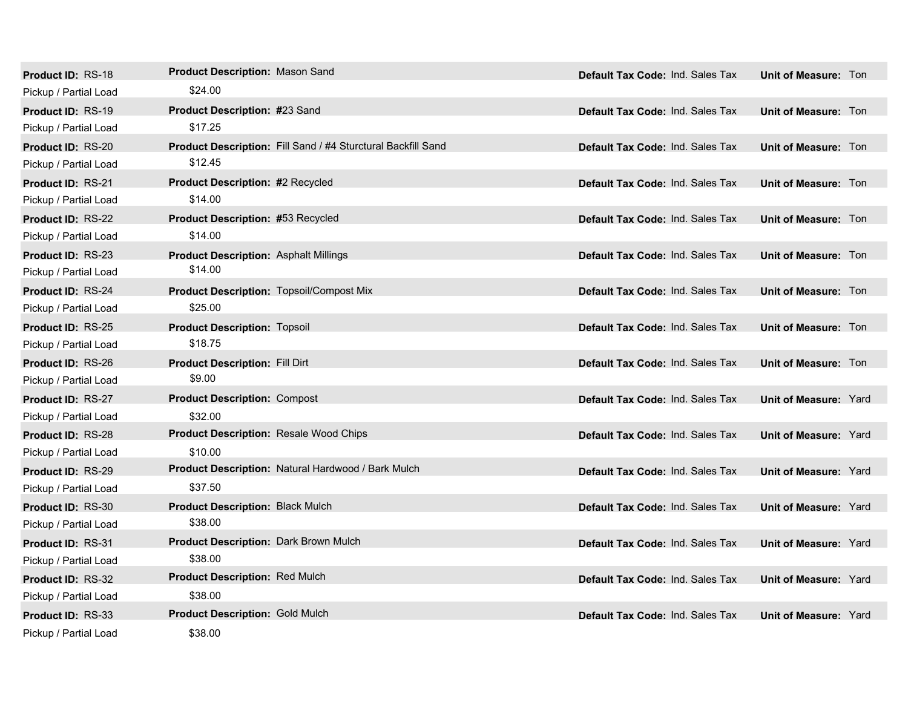| Product ID | Product Description | Default Tax Code | Unit of Measure | Pickup / Partial Load |
|---|---|---|---|---|
| RS-18 | Mason Sand | Ind. Sales Tax | Ton | $24.00 |
| RS-19 | #23 Sand | Ind. Sales Tax | Ton | $17.25 |
| RS-20 | Fill Sand / #4 Sturctural Backfill Sand | Ind. Sales Tax | Ton | $12.45 |
| RS-21 | #2 Recycled | Ind. Sales Tax | Ton | $14.00 |
| RS-22 | #53 Recycled | Ind. Sales Tax | Ton | $14.00 |
| RS-23 | Asphalt Millings | Ind. Sales Tax | Ton | $14.00 |
| RS-24 | Topsoil/Compost Mix | Ind. Sales Tax | Ton | $25.00 |
| RS-25 | Topsoil | Ind. Sales Tax | Ton | $18.75 |
| RS-26 | Fill Dirt | Ind. Sales Tax | Ton | $9.00 |
| RS-27 | Compost | Ind. Sales Tax | Yard | $32.00 |
| RS-28 | Resale Wood Chips | Ind. Sales Tax | Yard | $10.00 |
| RS-29 | Natural Hardwood / Bark Mulch | Ind. Sales Tax | Yard | $37.50 |
| RS-30 | Black Mulch | Ind. Sales Tax | Yard | $38.00 |
| RS-31 | Dark Brown Mulch | Ind. Sales Tax | Yard | $38.00 |
| RS-32 | Red Mulch | Ind. Sales Tax | Yard | $38.00 |
| RS-33 | Gold Mulch | Ind. Sales Tax | Yard | $38.00 |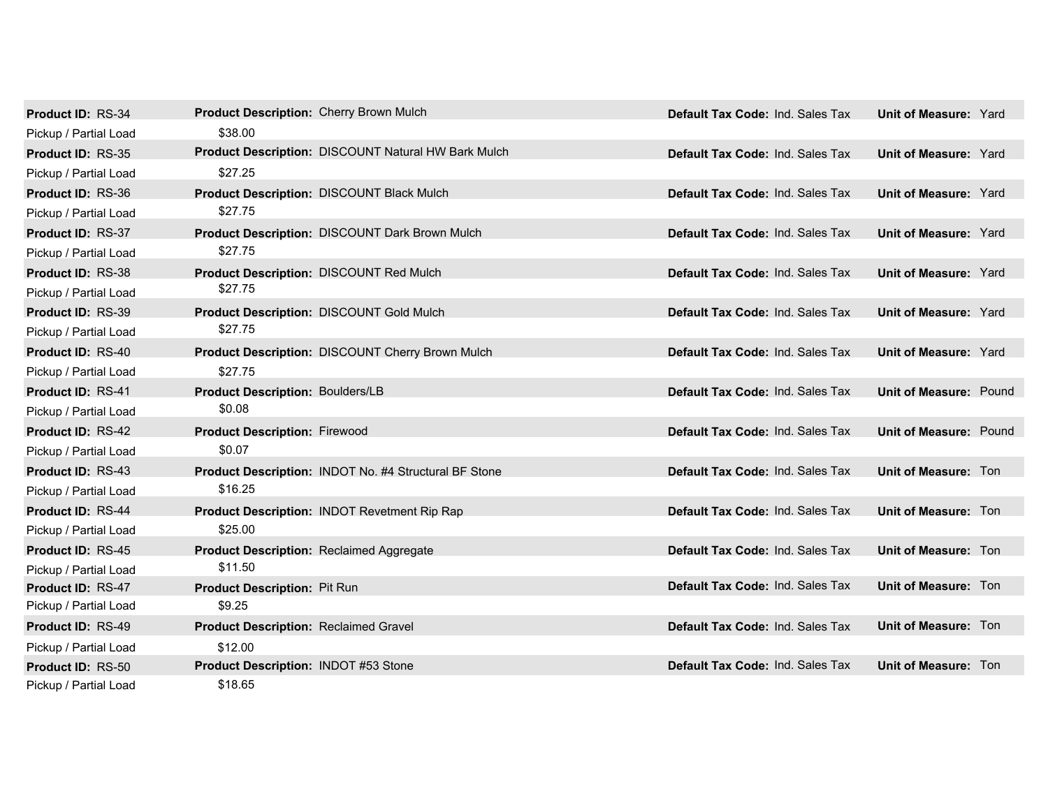**Product ID:** RS-34 **Product Description:** Cherry Brown Mulch **Default Tax Code:** Ind. Sales Tax **Unit of Measure:** Yard

Pickup / Partial Load $38.00

**Product ID:** RS-35 **Product Description:** DISCOUNT Natural HW Bark Mulch **Default Tax Code:** Ind. Sales Tax **Unit of Measure:** Yard

Pickup / Partial Load $27.25

**Product ID:** RS-36 **Product Description:** DISCOUNT Black Mulch **Default Tax Code:** Ind. Sales Tax **Unit of Measure:** Yard

Pickup / Partial Load $27.75

**Product ID:** RS-37 **Product Description:** DISCOUNT Dark Brown Mulch **Default Tax Code:** Ind. Sales Tax **Unit of Measure:** Yard

Pickup / Partial Load $27.75

**Product ID:** RS-38 **Product Description:** DISCOUNT Red Mulch **Default Tax Code:** Ind. Sales Tax **Unit of Measure:** Yard

Pickup / Partial Load $27.75

**Product ID:** RS-39 **Product Description:** DISCOUNT Gold Mulch **Default Tax Code:** Ind. Sales Tax **Unit of Measure:** Yard

Pickup / Partial Load $27.75

**Product ID:** RS-40 **Product Description:** DISCOUNT Cherry Brown Mulch **Default Tax Code:** Ind. Sales Tax **Unit of Measure:** Yard

Pickup / Partial Load $27.75

**Product ID:** RS-41 **Product Description:** Boulders/LB **Default Tax Code:** Ind. Sales Tax **Unit of Measure:** Pound

Pickup / Partial Load $0.08

**Product ID:** RS-42 **Product Description:** Firewood **Default Tax Code:** Ind. Sales Tax **Unit of Measure:** Pound

Pickup / Partial Load $0.07

**Product ID:** RS-43 **Product Description:** INDOT No. #4 Structural BF Stone **Default Tax Code:** Ind. Sales Tax **Unit of Measure:** Ton

Pickup / Partial Load $16.25

**Product ID:** RS-44 **Product Description:** INDOT Revetment Rip Rap **Default Tax Code:** Ind. Sales Tax **Unit of Measure:** Ton

Pickup / Partial Load $25.00

**Product ID:** RS-45 **Product Description:** Reclaimed Aggregate **Default Tax Code:** Ind. Sales Tax **Unit of Measure:** Ton

Pickup / Partial Load $11.50

**Product ID:** RS-47 **Product Description:** Pit Run **Default Tax Code:** Ind. Sales Tax **Unit of Measure:** Ton

Pickup / Partial Load $9.25

**Product ID:** RS-49 **Product Description:** Reclaimed Gravel **Default Tax Code:** Ind. Sales Tax **Unit of Measure:** Ton

Pickup / Partial Load $12.00

**Product ID:** RS-50 **Product Description:** INDOT #53 Stone **Default Tax Code:** Ind. Sales Tax **Unit of Measure:** Ton

Pickup / Partial Load $18.65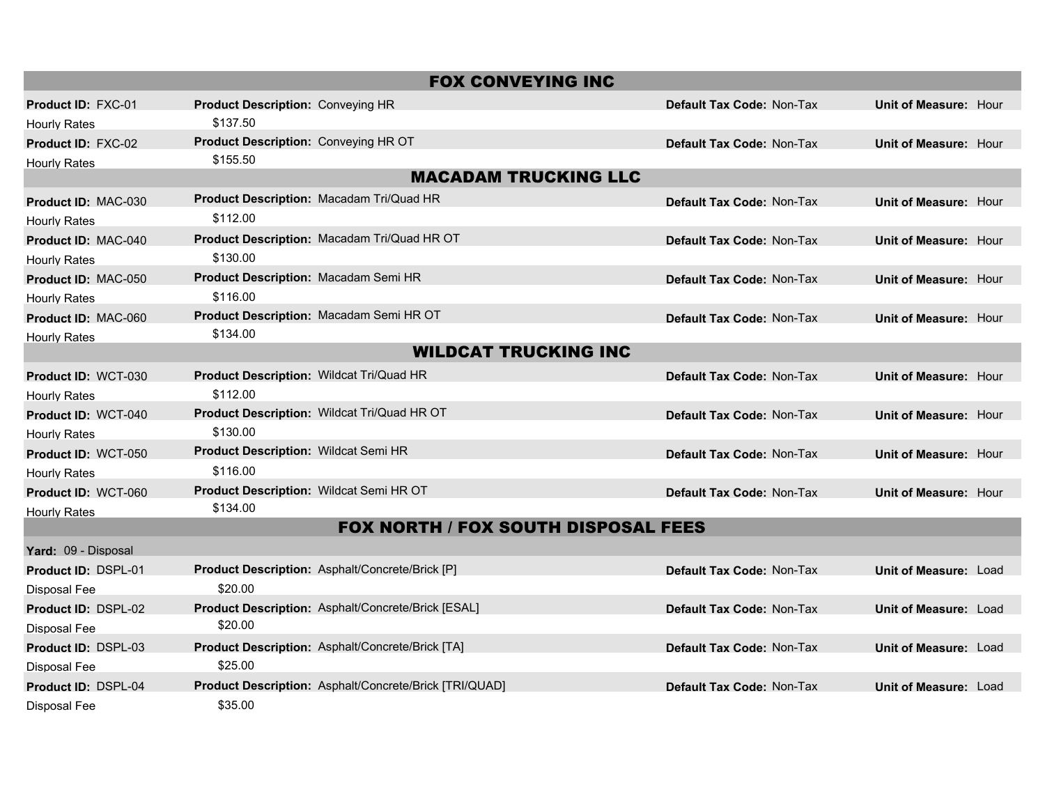## FOX CONVEYING INC

| Product ID | Product Description | Default Tax Code | Unit of Measure | Hourly Rates |
|---|---|---|---|---|
| FXC-01 | Conveying HR | Non-Tax | Hour | $137.50 |
| FXC-02 | Conveying HR OT | Non-Tax | Hour | $155.50 |

## MACADAM TRUCKING LLC

| Product ID | Product Description | Default Tax Code | Unit of Measure | Hourly Rates |
|---|---|---|---|---|
| MAC-030 | Macadam Tri/Quad HR | Non-Tax | Hour | $112.00 |
| MAC-040 | Macadam Tri/Quad HR OT | Non-Tax | Hour | $130.00 |
| MAC-050 | Macadam Semi HR | Non-Tax | Hour | $116.00 |
| MAC-060 | Macadam Semi HR OT | Non-Tax | Hour | $134.00 |

## WILDCAT TRUCKING INC

| Product ID | Product Description | Default Tax Code | Unit of Measure | Hourly Rates |
|---|---|---|---|---|
| WCT-030 | Wildcat Tri/Quad HR | Non-Tax | Hour | $112.00 |
| WCT-040 | Wildcat Tri/Quad HR OT | Non-Tax | Hour | $130.00 |
| WCT-050 | Wildcat Semi HR | Non-Tax | Hour | $116.00 |
| WCT-060 | Wildcat Semi HR OT | Non-Tax | Hour | $134.00 |

## FOX NORTH / FOX SOUTH DISPOSAL FEES

**Yard:** 09 - Disposal

| Product ID | Product Description | Default Tax Code | Unit of Measure | Disposal Fee |
|---|---|---|---|---|
| DSPL-01 | Asphalt/Concrete/Brick [P] | Non-Tax | Load | $20.00 |
| DSPL-02 | Asphalt/Concrete/Brick [ESAL] | Non-Tax | Load | $20.00 |
| DSPL-03 | Asphalt/Concrete/Brick [TA] | Non-Tax | Load | $25.00 |
| DSPL-04 | Asphalt/Concrete/Brick [TRI/QUAD] | Non-Tax | Load | $35.00 |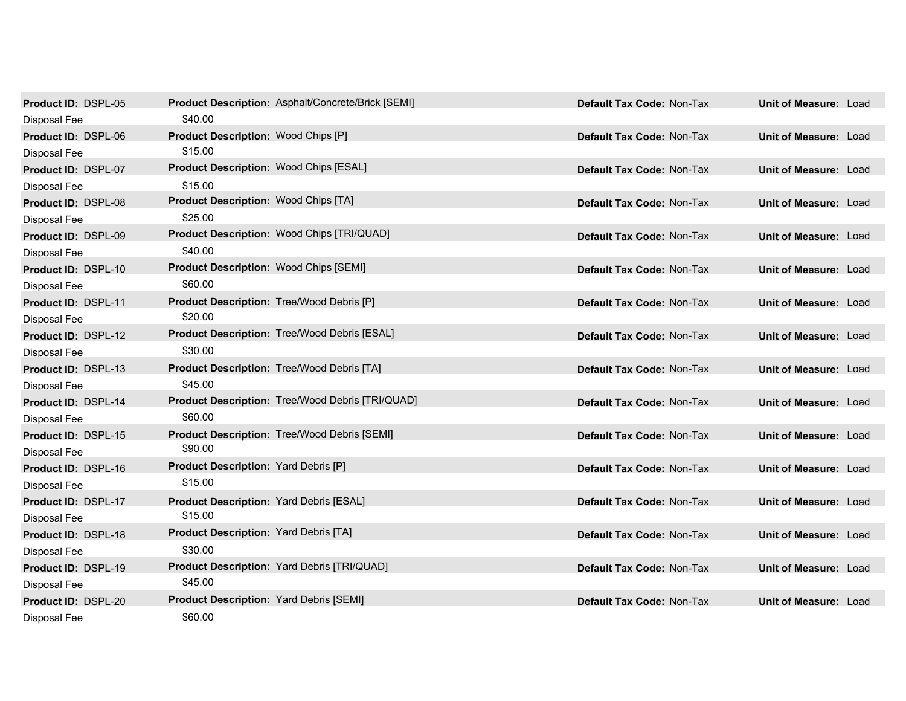**Product ID:** DSPL-05 **Product Description:** Asphalt/Concrete/Brick [SEMI] **Default Tax Code:** Non-Tax **Unit of Measure:** Load

Disposal Fee $40.00

**Product ID:** DSPL-06 **Product Description:** Wood Chips [P] **Default Tax Code:** Non-Tax **Unit of Measure:** Load

Disposal Fee $15.00

**Product ID:** DSPL-07 **Product Description:** Wood Chips [ESAL] **Default Tax Code:** Non-Tax **Unit of Measure:** Load

Disposal Fee $15.00

**Product ID:** DSPL-08 **Product Description:** Wood Chips [TA] **Default Tax Code:** Non-Tax **Unit of Measure:** Load

Disposal Fee $25.00

**Product ID:** DSPL-09 **Product Description:** Wood Chips [TRI/QUAD] **Default Tax Code:** Non-Tax **Unit of Measure:** Load

Disposal Fee $40.00

**Product ID:** DSPL-10 **Product Description:** Wood Chips [SEMI] **Default Tax Code:** Non-Tax **Unit of Measure:** Load

Disposal Fee $60.00

**Product ID:** DSPL-11 **Product Description:** Tree/Wood Debris [P] **Default Tax Code:** Non-Tax **Unit of Measure:** Load

Disposal Fee $20.00

**Product ID:** DSPL-12 **Product Description:** Tree/Wood Debris [ESAL] **Default Tax Code:** Non-Tax **Unit of Measure:** Load

Disposal Fee $30.00

**Product ID:** DSPL-13 **Product Description:** Tree/Wood Debris [TA] **Default Tax Code:** Non-Tax **Unit of Measure:** Load

Disposal Fee $45.00

**Product ID:** DSPL-14 **Product Description:** Tree/Wood Debris [TRI/QUAD] **Default Tax Code:** Non-Tax **Unit of Measure:** Load

Disposal Fee $60.00

**Product ID:** DSPL-15 **Product Description:** Tree/Wood Debris [SEMI] **Default Tax Code:** Non-Tax **Unit of Measure:** Load

Disposal Fee $90.00

**Product ID:** DSPL-16 **Product Description:** Yard Debris [P] **Default Tax Code:** Non-Tax **Unit of Measure:** Load

Disposal Fee $15.00

**Product ID:** DSPL-17 **Product Description:** Yard Debris [ESAL] **Default Tax Code:** Non-Tax **Unit of Measure:** Load

Disposal Fee $15.00

**Product ID:** DSPL-18 **Product Description:** Yard Debris [TA] **Default Tax Code:** Non-Tax **Unit of Measure:** Load

Disposal Fee $30.00

**Product ID:** DSPL-19 **Product Description:** Yard Debris [TRI/QUAD] **Default Tax Code:** Non-Tax **Unit of Measure:** Load

Disposal Fee $45.00

**Product ID:** DSPL-20 **Product Description:** Yard Debris [SEMI] **Default Tax Code:** Non-Tax **Unit of Measure:** Load

Disposal Fee $60.00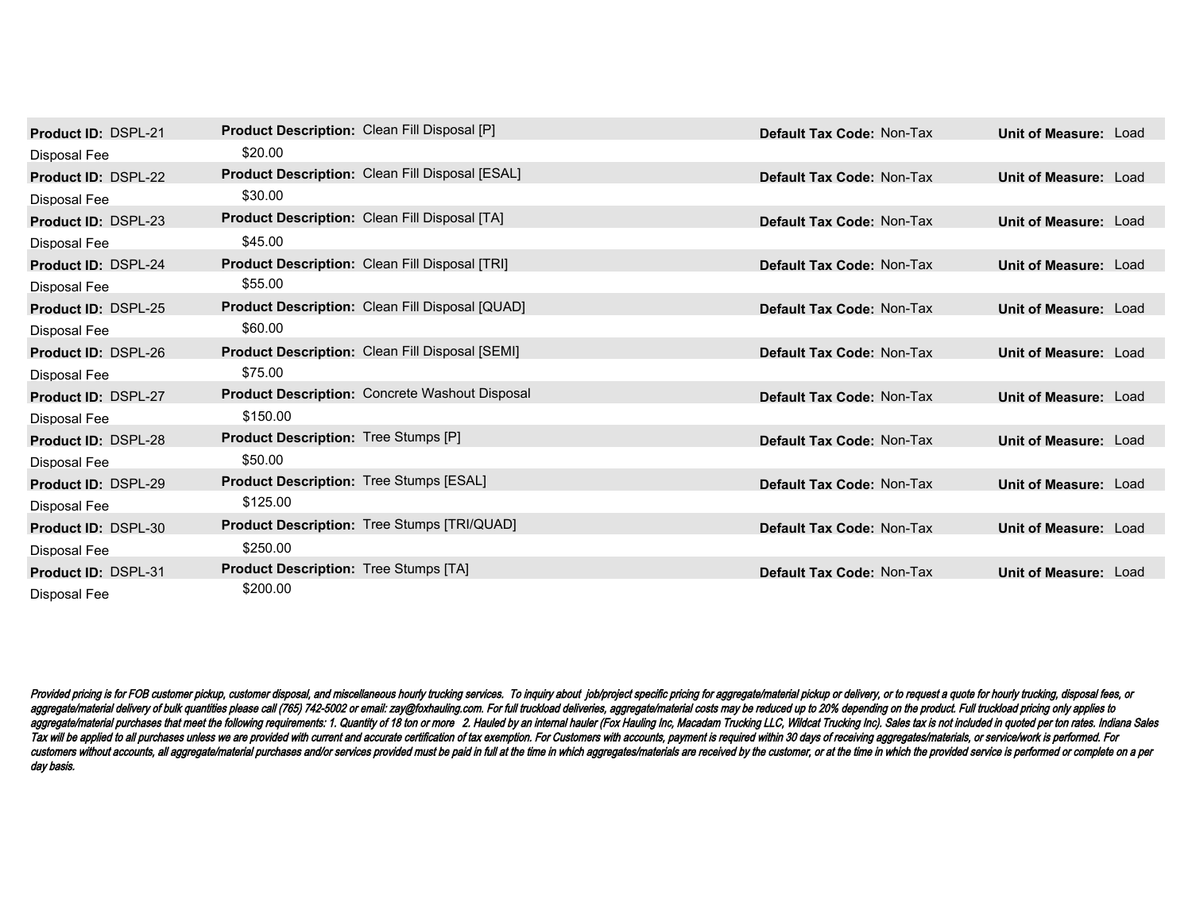| | | | |
|---|---|---|---|
| **Product ID:** DSPL-21 | **Product Description:** Clean Fill Disposal [P] | **Default Tax Code:** Non-Tax | **Unit of Measure:** Load |
| Disposal Fee | $20.00 | | |
| **Product ID:** DSPL-22 | **Product Description:** Clean Fill Disposal [ESAL] | **Default Tax Code:** Non-Tax | **Unit of Measure:** Load |
| Disposal Fee | $30.00 | | |
| **Product ID:** DSPL-23 | **Product Description:** Clean Fill Disposal [TA] | **Default Tax Code:** Non-Tax | **Unit of Measure:** Load |
| Disposal Fee | $45.00 | | |
| **Product ID:** DSPL-24 | **Product Description:** Clean Fill Disposal [TRI] | **Default Tax Code:** Non-Tax | **Unit of Measure:** Load |
| Disposal Fee | $55.00 | | |
| **Product ID:** DSPL-25 | **Product Description:** Clean Fill Disposal [QUAD] | **Default Tax Code:** Non-Tax | **Unit of Measure:** Load |
| Disposal Fee | $60.00 | | |
| **Product ID:** DSPL-26 | **Product Description:** Clean Fill Disposal [SEMI] | **Default Tax Code:** Non-Tax | **Unit of Measure:** Load |
| Disposal Fee | $75.00 | | |
| **Product ID:** DSPL-27 | **Product Description:** Concrete Washout Disposal | **Default Tax Code:** Non-Tax | **Unit of Measure:** Load |
| Disposal Fee | $150.00 | | |
| **Product ID:** DSPL-28 | **Product Description:** Tree Stumps [P] | **Default Tax Code:** Non-Tax | **Unit of Measure:** Load |
| Disposal Fee | $50.00 | | |
| **Product ID:** DSPL-29 | **Product Description:** Tree Stumps [ESAL] | **Default Tax Code:** Non-Tax | **Unit of Measure:** Load |
| Disposal Fee | $125.00 | | |
| **Product ID:** DSPL-30 | **Product Description:** Tree Stumps [TRI/QUAD] | **Default Tax Code:** Non-Tax | **Unit of Measure:** Load |
| Disposal Fee | $250.00 | | |
| **Product ID:** DSPL-31 | **Product Description:** Tree Stumps [TA] | **Default Tax Code:** Non-Tax | **Unit of Measure:** Load |
| Disposal Fee | $200.00 | | |

*Provided pricing is for FOB customer pickup, customer disposal, and miscellaneous hourly trucking services. To inquiry about job/project specific pricing for aggregate/material pickup or delivery, or to request a quote for hourly trucking, disposal fees, or aggregate/material delivery of bulk quantities please call (765) 742-5002 or email: zay@foxhauling.com. For full truckload deliveries, aggregate/material costs may be reduced up to 20% depending on the product. Full truckload pricing only applies to aggregate/material purchases that meet the following requirements: 1. Quantity of 18 ton or more 2. Hauled by an internal hauler (Fox Hauling Inc, Macadam Trucking LLC, Wildcat Trucking Inc). Sales tax is not included in quoted per ton rates. Indiana Sales Tax will be applied to all purchases unless we are provided with current and accurate certification of tax exemption. For Customers with accounts, payment is required within 30 days of receiving aggregates/materials, or service/work is performed. For customers without accounts, all aggregate/material purchases and/or services provided must be paid in full at the time in which aggregates/materials are received by the customer, or at the time in which the provided service is performed or complete on a per day basis.*